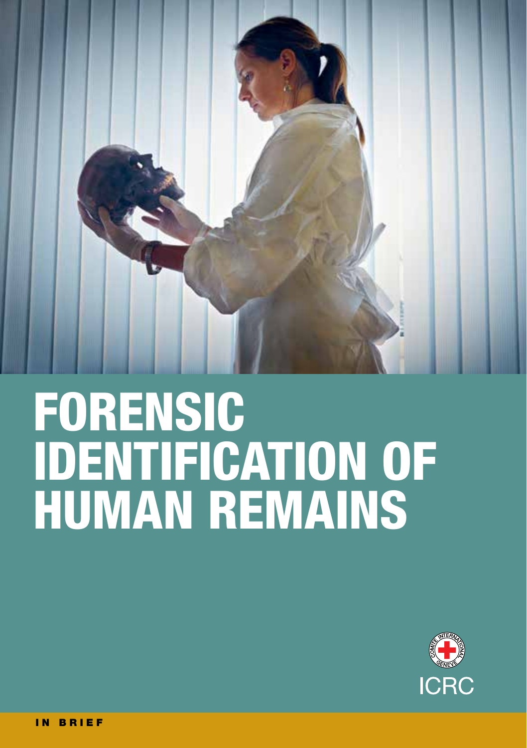# FORENSIC IDENTIFICATION OF HUMAN REMAINS

COMITE INTERNATIONAL GENEVE

ICRC

IN BRIEF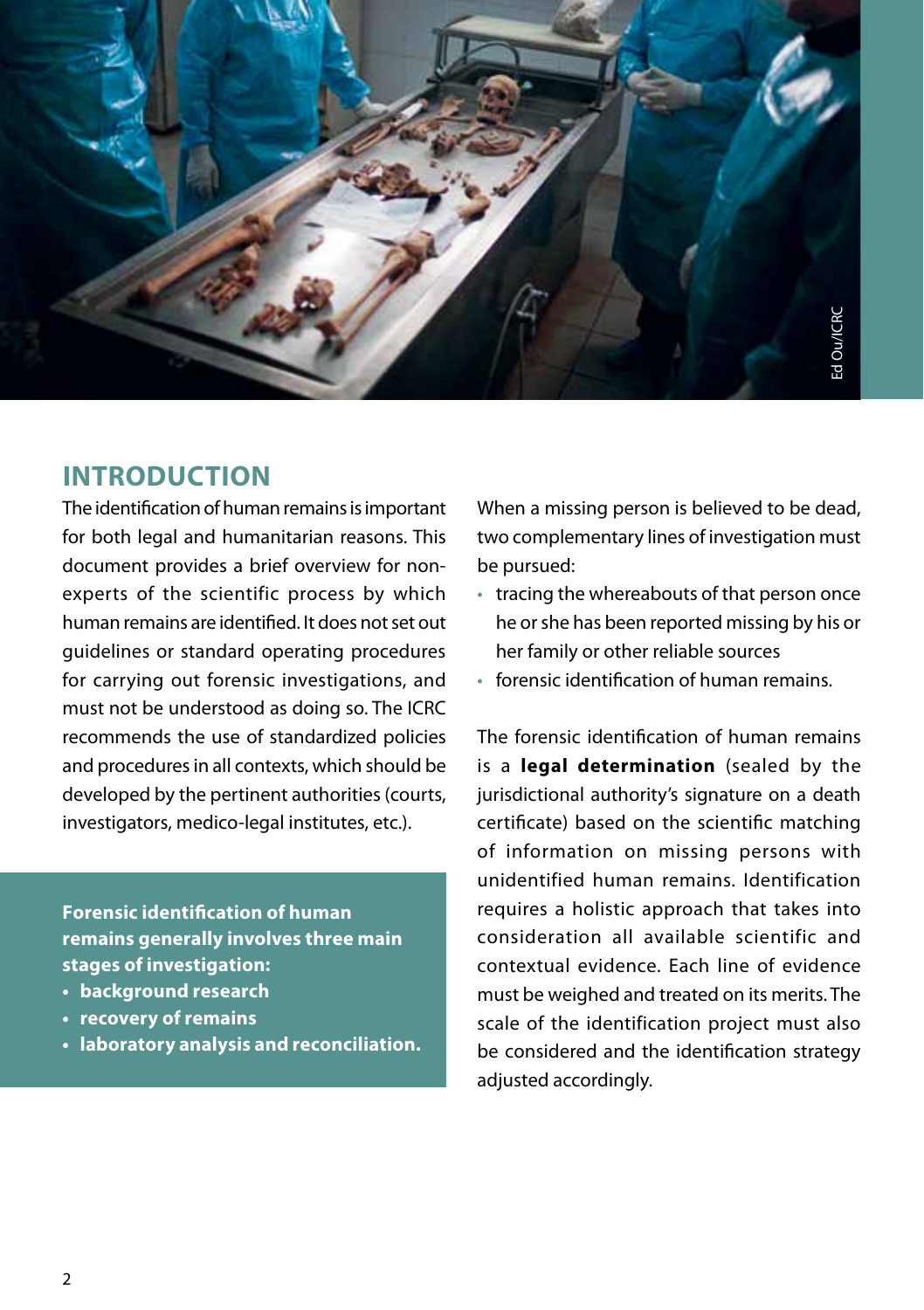## INTRODUCTION

The identification of human remains is important for both legal and humanitarian reasons. This document provides a brief overview for non-experts of the scientific process by which human remains are identified. It does not set out guidelines or standard operating procedures for carrying out forensic investigations, and must not be understood as doing so. The ICRC recommends the use of standardized policies and procedures in all contexts, which should be developed by the pertinent authorities (courts, investigators, medico-legal institutes, etc.).

**Forensic identification of human remains generally involves three main stages of investigation:**

- **background research**
- **recovery of remains**
- **laboratory analysis and reconciliation.**

When a missing person is believed to be dead, two complementary lines of investigation must be pursued:

- tracing the whereabouts of that person once he or she has been reported missing by his or her family or other reliable sources
- forensic identification of human remains.

The forensic identification of human remains is a **legal determination** (sealed by the jurisdictional authority's signature on a death certificate) based on the scientific matching of information on missing persons with unidentified human remains. Identification requires a holistic approach that takes into consideration all available scientific and contextual evidence. Each line of evidence must be weighed and treated on its merits. The scale of the identification project must also be considered and the identification strategy adjusted accordingly.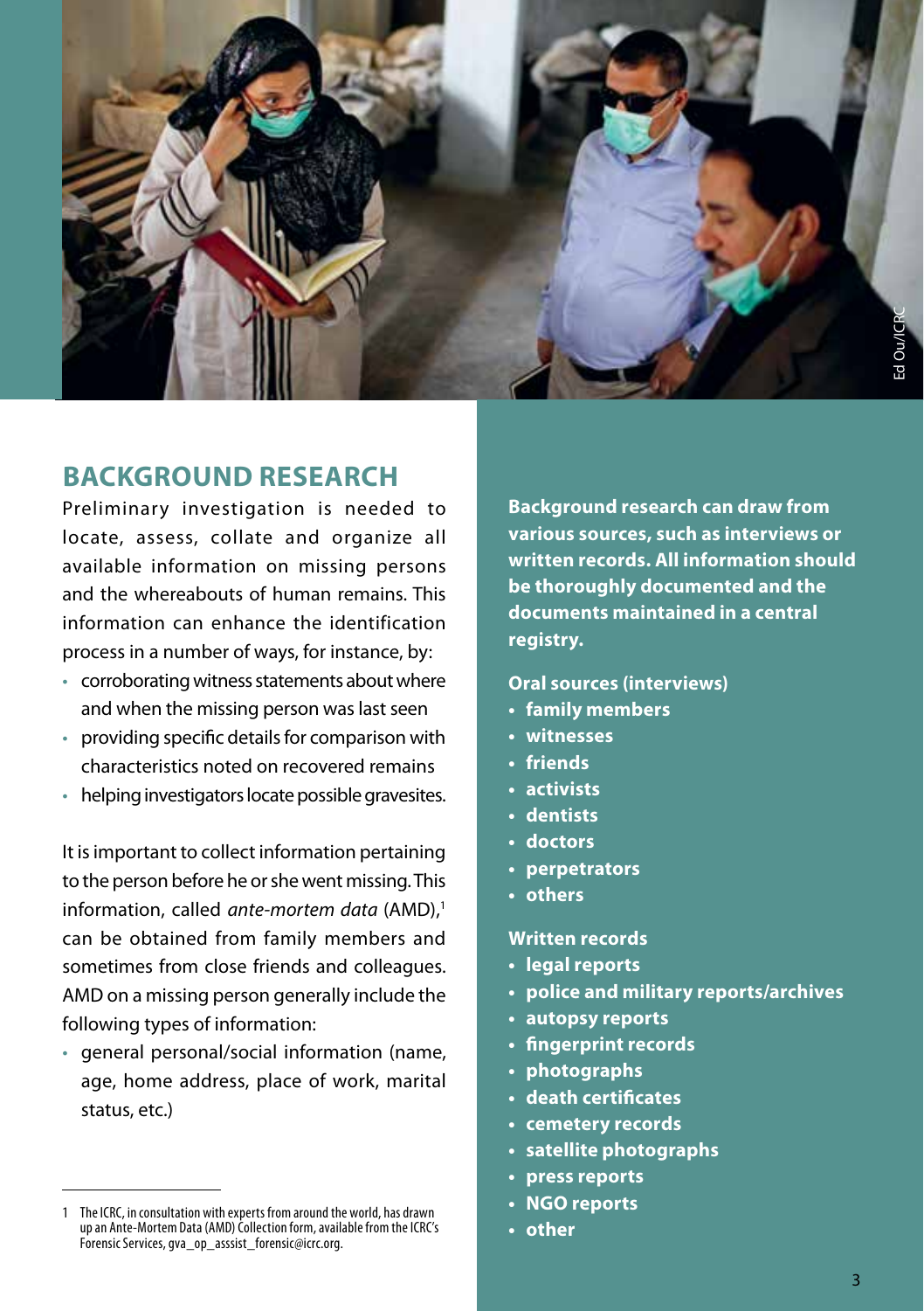## BACKGROUND RESEARCH

Preliminary investigation is needed to locate, assess, collate and organize all available information on missing persons and the whereabouts of human remains. This information can enhance the identification process in a number of ways, for instance, by:

- corroborating witness statements about where and when the missing person was last seen
- providing specific details for comparison with characteristics noted on recovered remains
- helping investigators locate possible gravesites.

It is important to collect information pertaining to the person before he or she went missing. This information, called *ante-mortem data* (AMD),[1] can be obtained from family members and sometimes from close friends and colleagues. AMD on a missing person generally include the following types of information:

- general personal/social information (name, age, home address, place of work, marital status, etc.)

1 The ICRC, in consultation with experts from around the world, has drawn up an Ante-Mortem Data (AMD) Collection form, available from the ICRC's Forensic Services, gva_op_asssist_forensic@icrc.org.

**Background research can draw from various sources, such as interviews or written records. All information should be thoroughly documented and the documents maintained in a central registry.**

**Oral sources (interviews)**

- **family members**
- **witnesses**
- **friends**
- **activists**
- **dentists**
- **doctors**
- **perpetrators**
- **others**

**Written records**

- **legal reports**
- **police and military reports/archives**
- **autopsy reports**
- **fingerprint records**
- **photographs**
- **death certificates**
- **cemetery records**
- **satellite photographs**
- **press reports**
- **NGO reports**
- **other**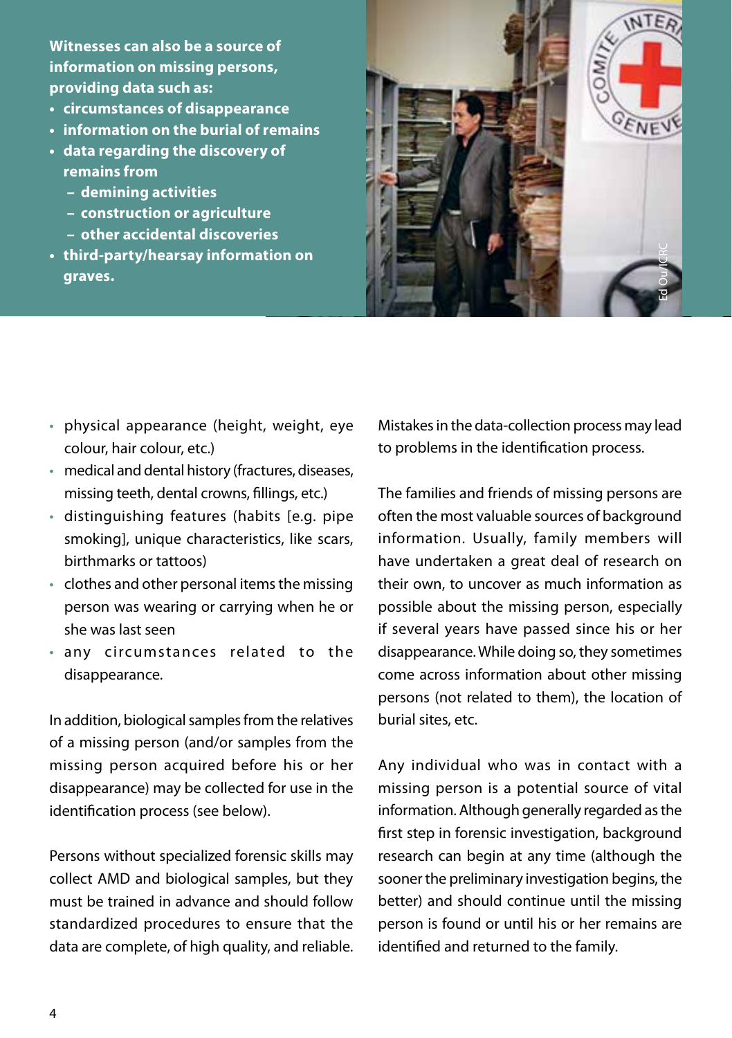**Witnesses can also be a source of information on missing persons, providing data such as:**

- **circumstances of disappearance**
- **information on the burial of remains**
- **data regarding the discovery of remains from**
  - **demining activities**
  - **construction or agriculture**
  - **other accidental discoveries**
- **third-party/hearsay information on graves.**

Ed Ou/ICRC

- physical appearance (height, weight, eye colour, hair colour, etc.)
- medical and dental history (fractures, diseases, missing teeth, dental crowns, fillings, etc.)
- distinguishing features (habits [e.g. pipe smoking], unique characteristics, like scars, birthmarks or tattoos)
- clothes and other personal items the missing person was wearing or carrying when he or she was last seen
- any circumstances related to the disappearance.

In addition, biological samples from the relatives of a missing person (and/or samples from the missing person acquired before his or her disappearance) may be collected for use in the identification process (see below).

Persons without specialized forensic skills may collect AMD and biological samples, but they must be trained in advance and should follow standardized procedures to ensure that the data are complete, of high quality, and reliable. Mistakes in the data-collection process may lead to problems in the identification process.

The families and friends of missing persons are often the most valuable sources of background information. Usually, family members will have undertaken a great deal of research on their own, to uncover as much information as possible about the missing person, especially if several years have passed since his or her disappearance. While doing so, they sometimes come across information about other missing persons (not related to them), the location of burial sites, etc.

Any individual who was in contact with a missing person is a potential source of vital information. Although generally regarded as the first step in forensic investigation, background research can begin at any time (although the sooner the preliminary investigation begins, the better) and should continue until the missing person is found or until his or her remains are identified and returned to the family.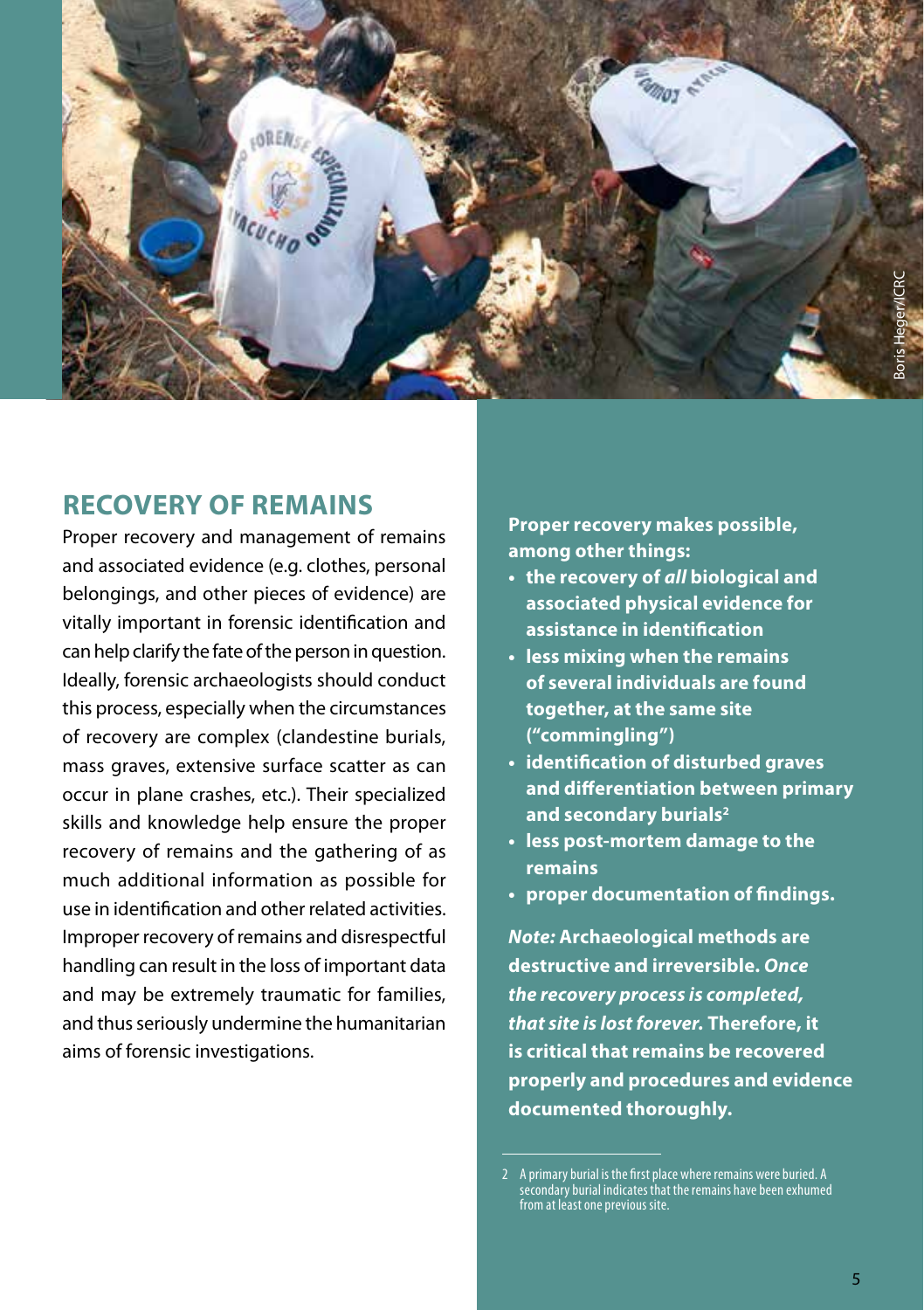## RECOVERY OF REMAINS

Proper recovery and management of remains and associated evidence (e.g. clothes, personal belongings, and other pieces of evidence) are vitally important in forensic identification and can help clarify the fate of the person in question. Ideally, forensic archaeologists should conduct this process, especially when the circumstances of recovery are complex (clandestine burials, mass graves, extensive surface scatter as can occur in plane crashes, etc.). Their specialized skills and knowledge help ensure the proper recovery of remains and the gathering of as much additional information as possible for use in identification and other related activities. Improper recovery of remains and disrespectful handling can result in the loss of important data and may be extremely traumatic for families, and thus seriously undermine the humanitarian aims of forensic investigations.

**Proper recovery makes possible, among other things:**

- **the recovery of *all* biological and associated physical evidence for assistance in identification**
- **less mixing when the remains of several individuals are found together, at the same site ("commingling")**
- **identification of disturbed graves and differentiation between primary and secondary burials[2]**
- **less post-mortem damage to the remains**
- **proper documentation of findings.**

***Note:* Archaeological methods are destructive and irreversible. *Once the recovery process is completed, that site is lost forever.* Therefore, it is critical that remains be recovered properly and procedures and evidence documented thoroughly.**

2 A primary burial is the first place where remains were buried. A secondary burial indicates that the remains have been exhumed from at least one previous site.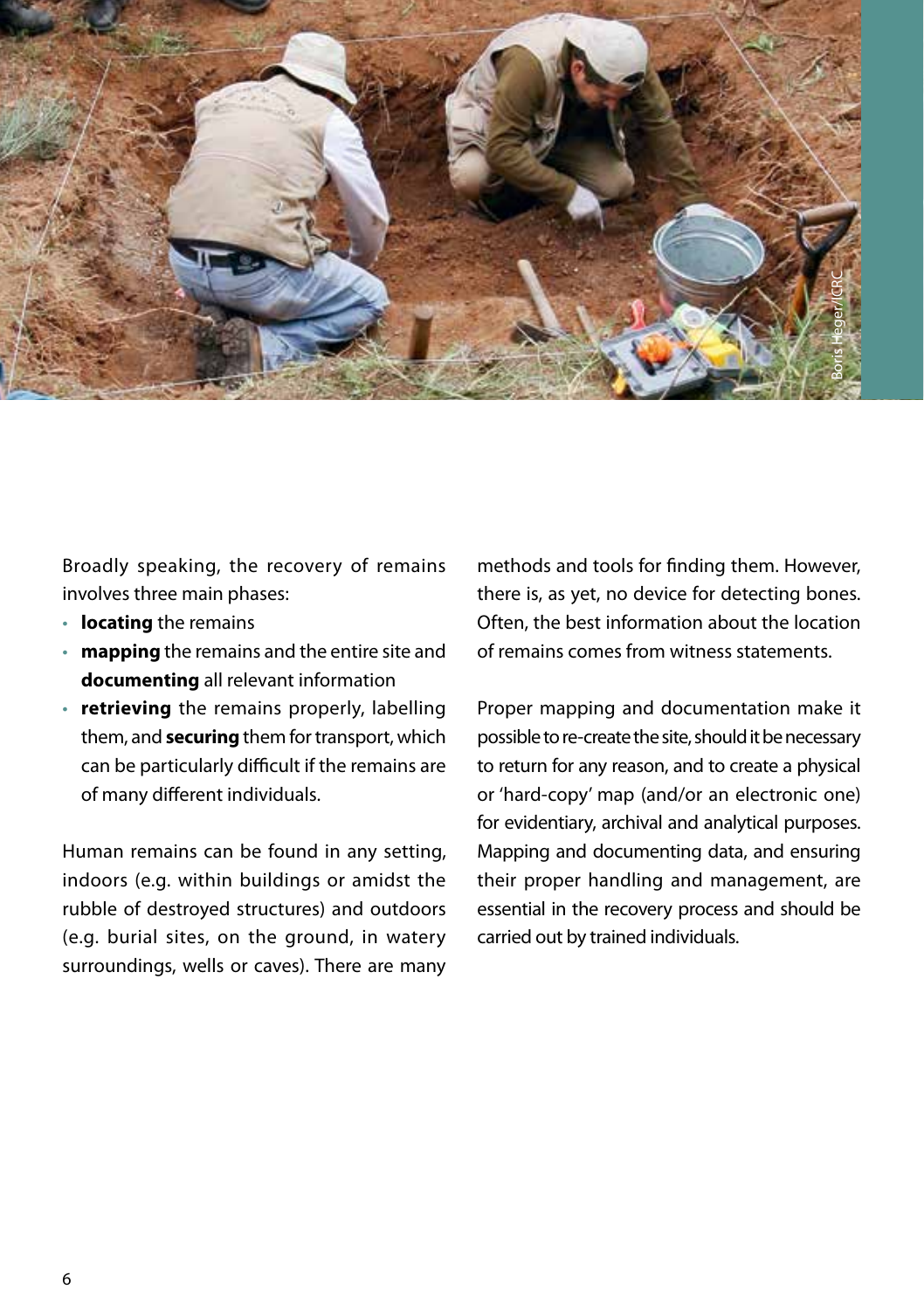Broadly speaking, the recovery of remains involves three main phases:

- **locating** the remains
- **mapping** the remains and the entire site and **documenting** all relevant information
- **retrieving** the remains properly, labelling them, and **securing** them for transport, which can be particularly difficult if the remains are of many different individuals.

Human remains can be found in any setting, indoors (e.g. within buildings or amidst the rubble of destroyed structures) and outdoors (e.g. burial sites, on the ground, in watery surroundings, wells or caves). There are many methods and tools for finding them. However, there is, as yet, no device for detecting bones. Often, the best information about the location of remains comes from witness statements.

Proper mapping and documentation make it possible to re-create the site, should it be necessary to return for any reason, and to create a physical or 'hard-copy' map (and/or an electronic one) for evidentiary, archival and analytical purposes. Mapping and documenting data, and ensuring their proper handling and management, are essential in the recovery process and should be carried out by trained individuals.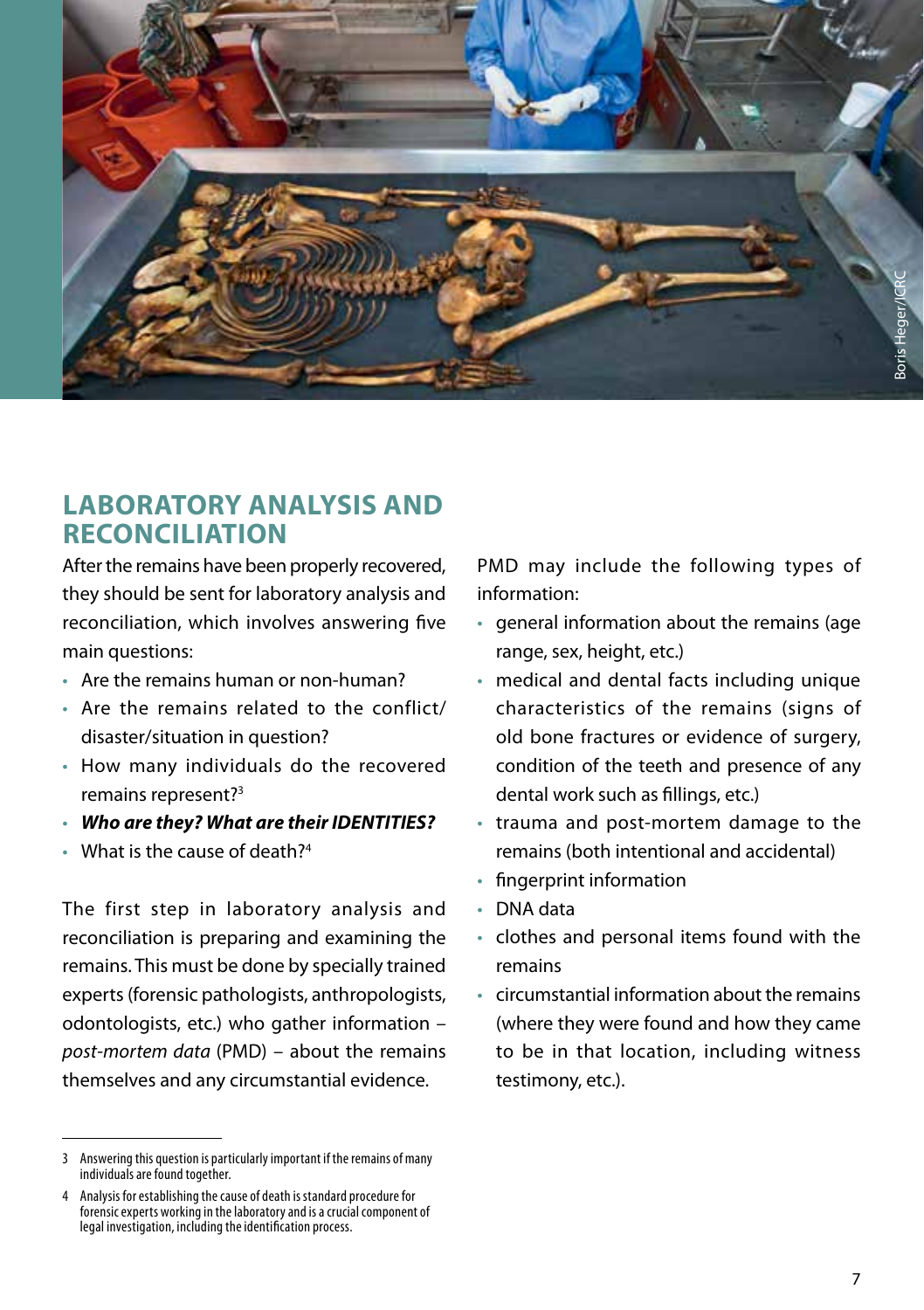## LABORATORY ANALYSIS AND RECONCILIATION

After the remains have been properly recovered, they should be sent for laboratory analysis and reconciliation, which involves answering five main questions:

- Are the remains human or non-human?
- Are the remains related to the conflict/disaster/situation in question?
- How many individuals do the recovered remains represent?[3]
- ***Who are they? What are their IDENTITIES?***
- What is the cause of death?[4]

The first step in laboratory analysis and reconciliation is preparing and examining the remains. This must be done by specially trained experts (forensic pathologists, anthropologists, odontologists, etc.) who gather information – *post-mortem data* (PMD) – about the remains themselves and any circumstantial evidence.

PMD may include the following types of information:

- general information about the remains (age range, sex, height, etc.)
- medical and dental facts including unique characteristics of the remains (signs of old bone fractures or evidence of surgery, condition of the teeth and presence of any dental work such as fillings, etc.)
- trauma and post-mortem damage to the remains (both intentional and accidental)
- fingerprint information
- DNA data
- clothes and personal items found with the remains
- circumstantial information about the remains (where they were found and how they came to be in that location, including witness testimony, etc.).

---

3 Answering this question is particularly important if the remains of many individuals are found together.

4 Analysis for establishing the cause of death is standard procedure for forensic experts working in the laboratory and is a crucial component of legal investigation, including the identification process.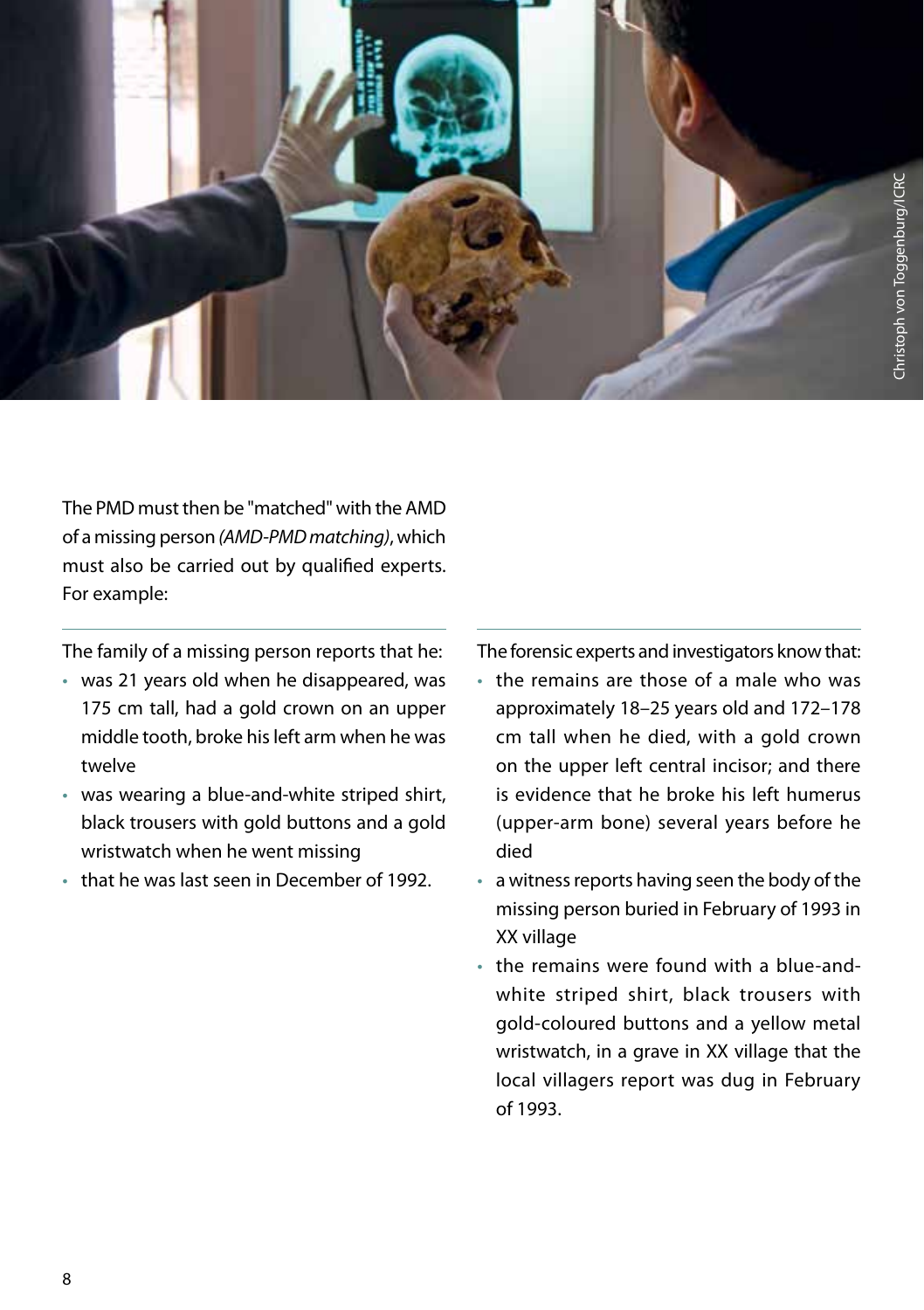Christoph von Toggenburg/ICRC

The PMD must then be "matched" with the AMD of a missing person *(AMD-PMD matching)*, which must also be carried out by qualified experts. For example:

The family of a missing person reports that he:

- was 21 years old when he disappeared, was 175 cm tall, had a gold crown on an upper middle tooth, broke his left arm when he was twelve
- was wearing a blue-and-white striped shirt, black trousers with gold buttons and a gold wristwatch when he went missing
- that he was last seen in December of 1992.

The forensic experts and investigators know that:

- the remains are those of a male who was approximately 18–25 years old and 172–178 cm tall when he died, with a gold crown on the upper left central incisor; and there is evidence that he broke his left humerus (upper-arm bone) several years before he died
- a witness reports having seen the body of the missing person buried in February of 1993 in XX village
- the remains were found with a blue-and-white striped shirt, black trousers with gold-coloured buttons and a yellow metal wristwatch, in a grave in XX village that the local villagers report was dug in February of 1993.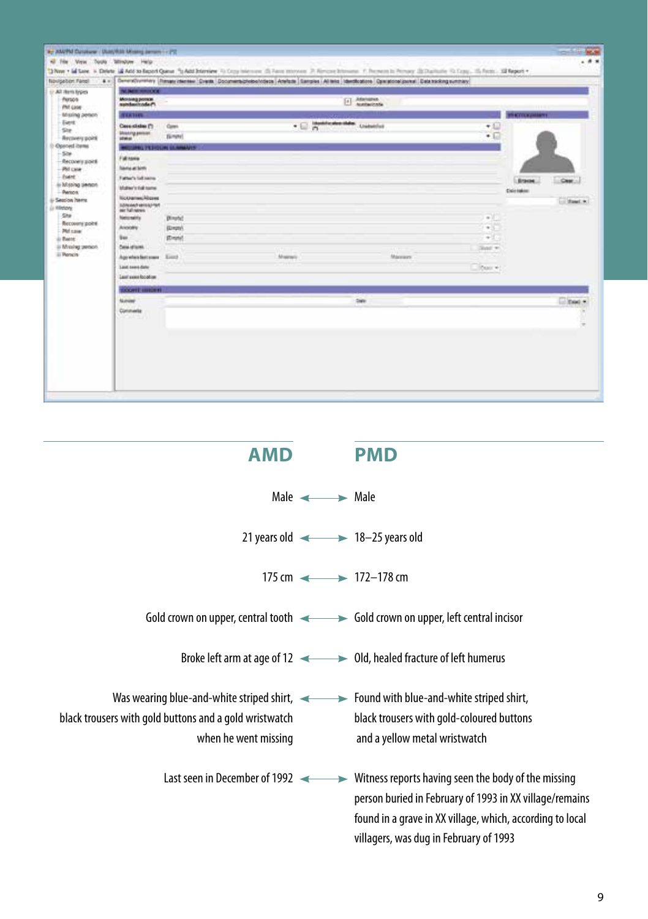| AMD | PMD |
|---|---|
| Male | Male |
| 21 years old | 18–25 years old |
| 175 cm | 172–178 cm |
| Gold crown on upper, central tooth | Gold crown on upper, left central incisor |
| Broke left arm at age of 12 | Old, healed fracture of left humerus |
| Was wearing blue-and-white striped shirt, black trousers with gold buttons and a gold wristwatch when he went missing | Found with blue-and-white striped shirt, black trousers with gold-coloured buttons and a yellow metal wristwatch |
| Last seen in December of 1992 | Witness reports having seen the body of the missing person buried in February of 1993 in XX village/remains found in a grave in XX village, which, according to local villagers, was dug in February of 1993 |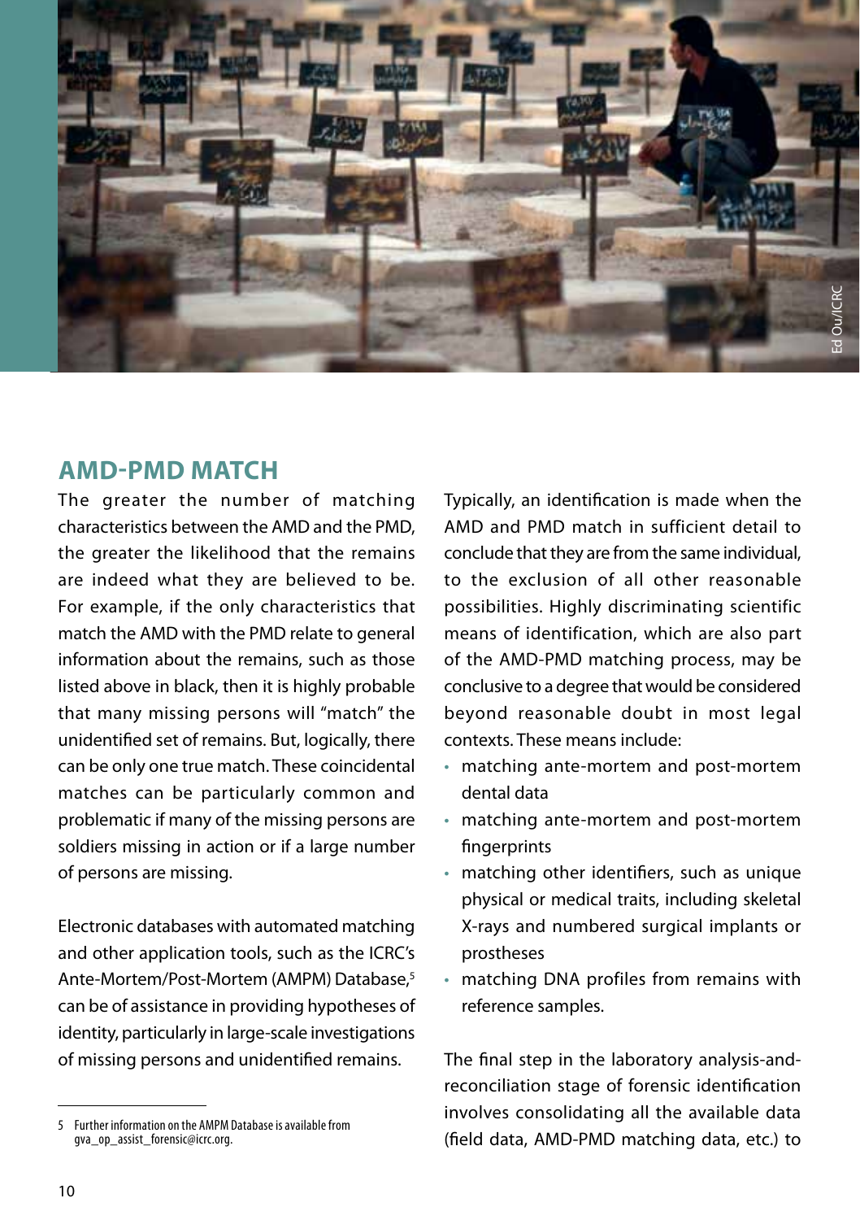## AMD-PMD MATCH

The greater the number of matching characteristics between the AMD and the PMD, the greater the likelihood that the remains are indeed what they are believed to be. For example, if the only characteristics that match the AMD with the PMD relate to general information about the remains, such as those listed above in black, then it is highly probable that many missing persons will "match" the unidentified set of remains. But, logically, there can be only one true match. These coincidental matches can be particularly common and problematic if many of the missing persons are soldiers missing in action or if a large number of persons are missing.

Electronic databases with automated matching and other application tools, such as the ICRC's Ante-Mortem/Post-Mortem (AMPM) Database,[5] can be of assistance in providing hypotheses of identity, particularly in large-scale investigations of missing persons and unidentified remains.

Typically, an identification is made when the AMD and PMD match in sufficient detail to conclude that they are from the same individual, to the exclusion of all other reasonable possibilities. Highly discriminating scientific means of identification, which are also part of the AMD-PMD matching process, may be conclusive to a degree that would be considered beyond reasonable doubt in most legal contexts. These means include:

- matching ante-mortem and post-mortem dental data
- matching ante-mortem and post-mortem fingerprints
- matching other identifiers, such as unique physical or medical traits, including skeletal X-rays and numbered surgical implants or prostheses
- matching DNA profiles from remains with reference samples.

The final step in the laboratory analysis-and-reconciliation stage of forensic identification involves consolidating all the available data (field data, AMD-PMD matching data, etc.) to

5 Further information on the AMPM Database is available from gva_op_assist_forensic@icrc.org.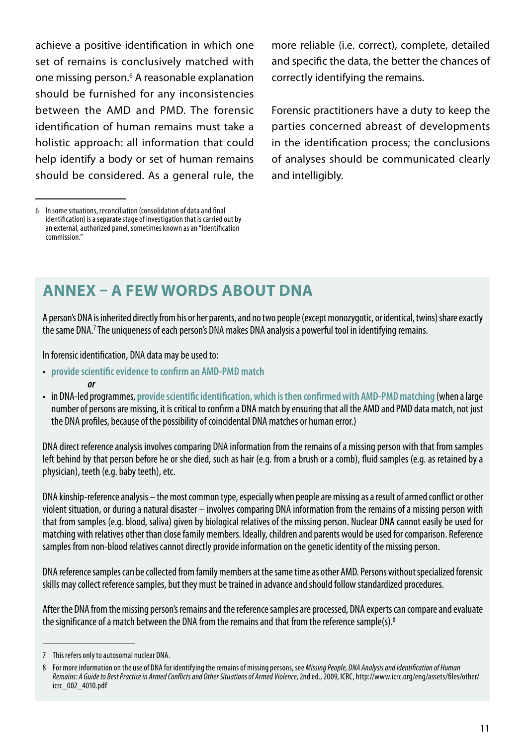achieve a positive identification in which one set of remains is conclusively matched with one missing person.[6] A reasonable explanation should be furnished for any inconsistencies between the AMD and PMD. The forensic identification of human remains must take a holistic approach: all information that could help identify a body or set of human remains should be considered. As a general rule, the more reliable (i.e. correct), complete, detailed and specific the data, the better the chances of correctly identifying the remains.

Forensic practitioners have a duty to keep the parties concerned abreast of developments in the identification process; the conclusions of analyses should be communicated clearly and intelligibly.

6 In some situations, reconciliation (consolidation of data and final identification) is a separate stage of investigation that is carried out by an external, authorized panel, sometimes known as an "identification commission."

## ANNEX – A FEW WORDS ABOUT DNA

A person's DNA is inherited directly from his or her parents, and no two people (except monozygotic, or identical, twins) share exactly the same DNA.[7] The uniqueness of each person's DNA makes DNA analysis a powerful tool in identifying remains.

In forensic identification, DNA data may be used to:

- **provide scientific evidence to confirm an AMD-PMD match**

  ***or***

- in DNA-led programmes, **provide scientific identification, which is then confirmed with AMD-PMD matching** (when a large number of persons are missing, it is critical to confirm a DNA match by ensuring that all the AMD and PMD data match, not just the DNA profiles, because of the possibility of coincidental DNA matches or human error.)

DNA direct reference analysis involves comparing DNA information from the remains of a missing person with that from samples left behind by that person before he or she died, such as hair (e.g. from a brush or a comb), fluid samples (e.g. as retained by a physician), teeth (e.g. baby teeth), etc.

DNA kinship-reference analysis – the most common type, especially when people are missing as a result of armed conflict or other violent situation, or during a natural disaster – involves comparing DNA information from the remains of a missing person with that from samples (e.g. blood, saliva) given by biological relatives of the missing person. Nuclear DNA cannot easily be used for matching with relatives other than close family members. Ideally, children and parents would be used for comparison. Reference samples from non-blood relatives cannot directly provide information on the genetic identity of the missing person.

DNA reference samples can be collected from family members at the same time as other AMD. Persons without specialized forensic skills may collect reference samples, but they must be trained in advance and should follow standardized procedures.

After the DNA from the missing person's remains and the reference samples are processed, DNA experts can compare and evaluate the significance of a match between the DNA from the remains and that from the reference sample(s).[8]

7 This refers only to autosomal nuclear DNA.

8 For more information on the use of DNA for identifying the remains of missing persons, see *Missing People, DNA Analysis and Identification of Human Remains: A Guide to Best Practice in Armed Conflicts and Other Situations of Armed Violence*, 2nd ed., 2009, ICRC, http://www.icrc.org/eng/assets/files/other/icrc_002_4010.pdf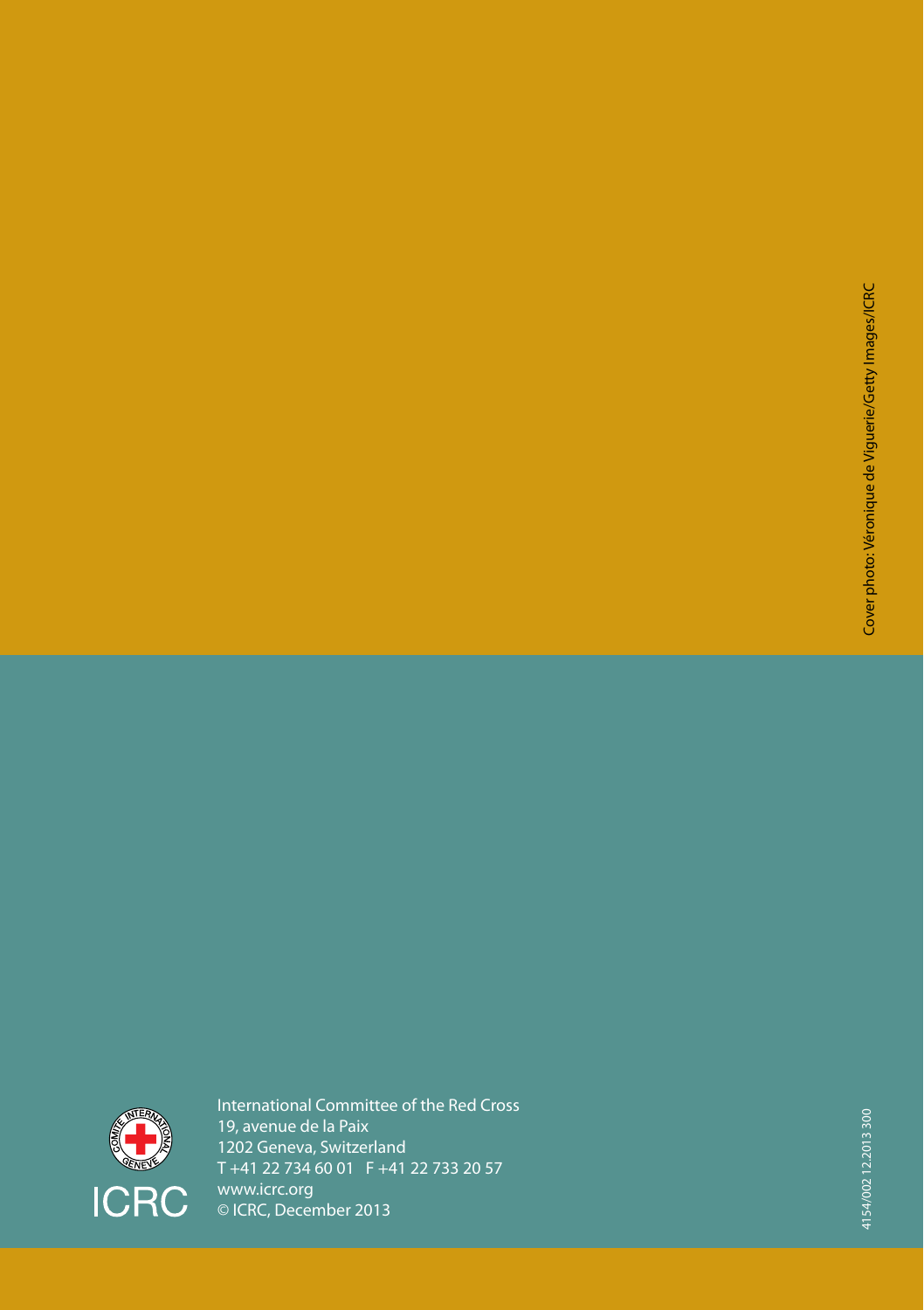Cover photo: Véronique de Viguerie/Getty Images/ICRC

International Committee of the Red Cross
19, avenue de la Paix
1202 Geneva, Switzerland
T +41 22 734 60 01 F +41 22 733 20 57
www.icrc.org
© ICRC, December 2013

4154/002 12.2013 300